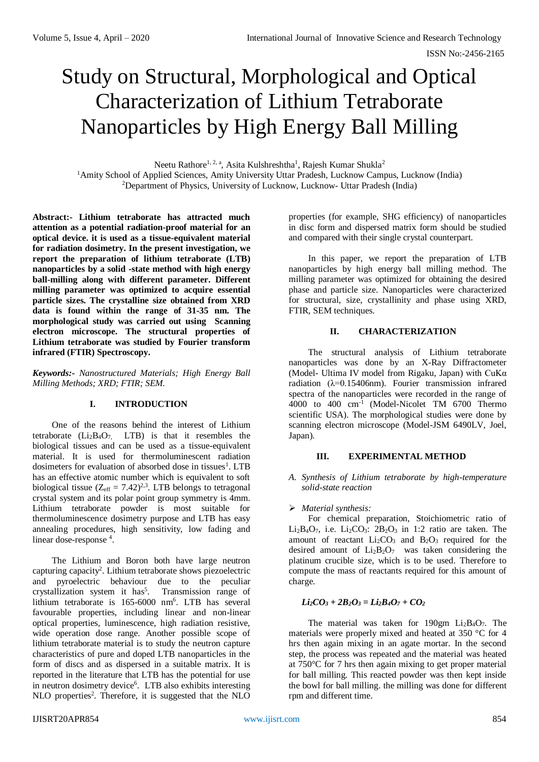# Study on Structural, Morphological and Optical Characterization of Lithium Tetraborate Nanoparticles by High Energy Ball Milling

Neetu Rathore[1, 2, a], Asita Kulshreshtha[1], Rajesh Kumar Shukla[2]

[1]Amity School of Applied Sciences, Amity University Uttar Pradesh, Lucknow Campus, Lucknow (India)

[2]Department of Physics, University of Lucknow, Lucknow- Uttar Pradesh (India)

**Abstract:- Lithium tetraborate has attracted much attention as a potential radiation-proof material for an optical device. it is used as a tissue-equivalent material for radiation dosimetry. In the present investigation, we report the preparation of lithium tetraborate (LTB) nanoparticles by a solid -state method with high energy ball-milling along with different parameter. Different milling parameter was optimized to acquire essential particle sizes. The crystalline size obtained from XRD data is found within the range of 31-35 nm. The morphological study was carried out using Scanning electron microscope. The structural properties of Lithium tetraborate was studied by Fourier transform infrared (FTIR) Spectroscopy.**

***Keywords:-** Nanostructured Materials; High Energy Ball Milling Methods; XRD; FTIR; SEM.*

## I. INTRODUCTION

One of the reasons behind the interest of Lithium tetraborate ($Li_2B_4O_7$, LTB) is that it resembles the biological tissues and can be used as a tissue-equivalent material. It is used for thermoluminescent radiation dosimeters for evaluation of absorbed dose in tissues[1]. LTB has an effective atomic number which is equivalent to soft biological tissue ($Z_{eff}$ = 7.42)[2,3]. LTB belongs to tetragonal crystal system and its polar point group symmetry is 4mm. Lithium tetraborate powder is most suitable for thermoluminescence dosimetry purpose and LTB has easy annealing procedures, high sensitivity, low fading and linear dose-response [4].

The Lithium and Boron both have large neutron capturing capacity[2]. Lithium tetraborate shows piezoelectric and pyroelectric behaviour due to the peculiar crystallization system it has[5]. Transmission range of lithium tetraborate is 165-6000 nm[6]. LTB has several favourable properties, including linear and non-linear optical properties, luminescence, high radiation resistive, wide operation dose range. Another possible scope of lithium tetraborate material is to study the neutron capture characteristics of pure and doped LTB nanoparticles in the form of discs and as dispersed in a suitable matrix. It is reported in the literature that LTB has the potential for use in neutron dosimetry device[6]. LTB also exhibits interesting NLO properties[2]. Therefore, it is suggested that the NLO properties (for example, SHG efficiency) of nanoparticles in disc form and dispersed matrix form should be studied and compared with their single crystal counterpart.

In this paper, we report the preparation of LTB nanoparticles by high energy ball milling method. The milling parameter was optimized for obtaining the desired phase and particle size. Nanoparticles were characterized for structural, size, crystallinity and phase using XRD, FTIR, SEM techniques.

## II. CHARACTERIZATION

The structural analysis of Lithium tetraborate nanoparticles was done by an X-Ray Diffractometer (Model- Ultima IV model from Rigaku, Japan) with CuKα radiation (λ=0.15406nm). Fourier transmission infrared spectra of the nanoparticles were recorded in the range of 4000 to 400 $cm^{-1}$ (Model-Nicolet TM 6700 Thermo scientific USA). The morphological studies were done by scanning electron microscope (Model-JSM 6490LV, Joel, Japan).

## III. EXPERIMENTAL METHOD

### *A. Synthesis of Lithium tetraborate by high-temperature solid-state reaction*

➢ *Material synthesis:*

For chemical preparation, Stoichiometric ratio of $Li_2B_4O_7$, i.e. $Li_2CO_3$: $2B_2O_3$ in 1:2 ratio are taken. The amount of reactant $Li_2CO_3$ and $B_2O_3$ required for the desired amount of $Li_2B_2O_7$ was taken considering the platinum crucible size, which is to be used. Therefore to compute the mass of reactants required for this amount of charge.

$$Li_2CO_3 + 2B_2O_3 = Li_2B_4O_7 + CO_2$$

The material was taken for 190gm $Li_2B_4O_7$. The materials were properly mixed and heated at 350 °C for 4 hrs then again mixing in an agate mortar. In the second step, the process was repeated and the material was heated at 750°C for 7 hrs then again mixing to get proper material for ball milling. This reacted powder was then kept inside the bowl for ball milling. the milling was done for different rpm and different time.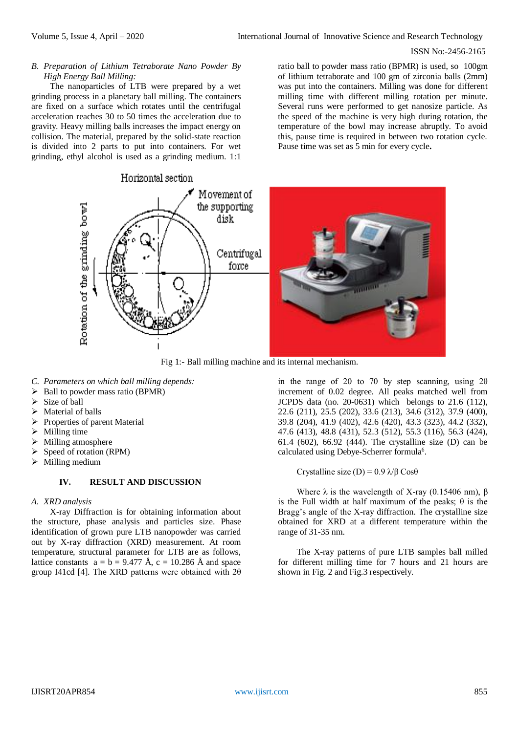*B. Preparation of Lithium Tetraborate Nano Powder By High Energy Ball Milling:*

The nanoparticles of LTB were prepared by a wet grinding process in a planetary ball milling. The containers are fixed on a surface which rotates until the centrifugal acceleration reaches 30 to 50 times the acceleration due to gravity. Heavy milling balls increases the impact energy on collision. The material, prepared by the solid-state reaction is divided into 2 parts to put into containers. For wet grinding, ethyl alcohol is used as a grinding medium. 1:1 ratio ball to powder mass ratio (BPMR) is used, so 100gm of lithium tetraborate and 100 gm of zirconia balls (2mm) was put into the containers. Milling was done for different milling time with different milling rotation per minute. Several runs were performed to get nanosize particle. As the speed of the machine is very high during rotation, the temperature of the bowl may increase abruptly. To avoid this, pause time is required in between two rotation cycle. Pause time was set as 5 min for every cycle**.**

Fig 1:- Ball milling machine and its internal mechanism.

*C. Parameters on which ball milling depends:*

- Ball to powder mass ratio (BPMR)
- Size of ball
- Material of balls
- Properties of parent Material
- Milling time
- Milling atmosphere
- Speed of rotation (RPM)
- Milling medium

## IV. RESULT AND DISCUSSION

*A. XRD analysis*

X-ray Diffraction is for obtaining information about the structure, phase analysis and particles size. Phase identification of grown pure LTB nanopowder was carried out by X-ray diffraction (XRD) measurement. At room temperature, structural parameter for LTB are as follows, lattice constants $a = b = 9.477$ Å, $c = 10.286$ Å and space group I41cd [4]. The XRD patterns were obtained with $2\theta$ in the range of 20 to 70 by step scanning, using $2\theta$ increment of 0.02 degree. All peaks matched well from JCPDS data (no. 20-0631) which belongs to 21.6 (112), 22.6 (211), 25.5 (202), 33.6 (213), 34.6 (312), 37.9 (400), 39.8 (204), 41.9 (402), 42.6 (420), 43.3 (323), 44.2 (332), 47.6 (413), 48.8 (431), 52.3 (512), 55.3 (116), 56.3 (424), 61.4 (602), 66.92 (444). The crystalline size (D) can be calculated using Debye-Scherrer formula[6].

$$\text{Crystalline size } (D) = 0.9\,\lambda/\beta \cos\theta$$

Where $\lambda$ is the wavelength of X-ray (0.15406 nm), $\beta$ is the Full width at half maximum of the peaks; $\theta$ is the Bragg's angle of the X-ray diffraction. The crystalline size obtained for XRD at a different temperature within the range of 31-35 nm.

The X-ray patterns of pure LTB samples ball milled for different milling time for 7 hours and 21 hours are shown in Fig. 2 and Fig.3 respectively.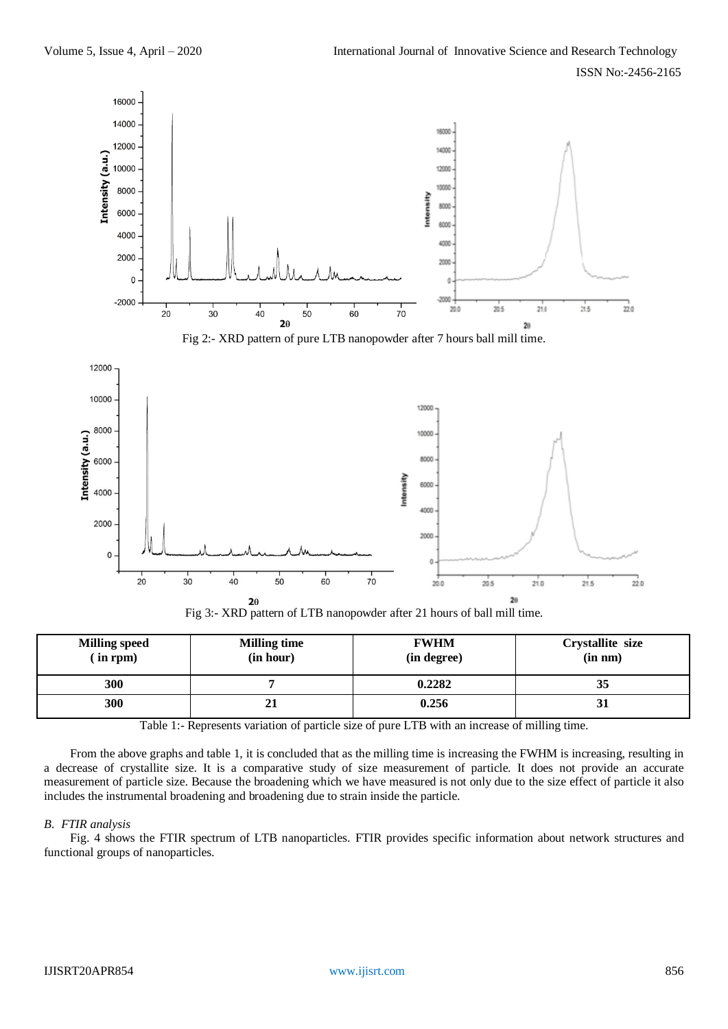Fig 2:- XRD pattern of pure LTB nanopowder after 7 hours ball mill time.

Fig 3:- XRD pattern of LTB nanopowder after 21 hours of ball mill time.

| Milling speed ( in rpm) | Milling time (in hour) | FWHM (in degree) | Crystallite size (in nm) |
|---|---|---|---|
| 300 | 7 | 0.2282 | 35 |
| 300 | 21 | 0.256 | 31 |

Table 1:- Represents variation of particle size of pure LTB with an increase of milling time.

From the above graphs and table 1, it is concluded that as the milling time is increasing the FWHM is increasing, resulting in a decrease of crystallite size. It is a comparative study of size measurement of particle. It does not provide an accurate measurement of particle size. Because the broadening which we have measured is not only due to the size effect of particle it also includes the instrumental broadening and broadening due to strain inside the particle.

### *B. FTIR analysis*

Fig. 4 shows the FTIR spectrum of LTB nanoparticles. FTIR provides specific information about network structures and functional groups of nanoparticles.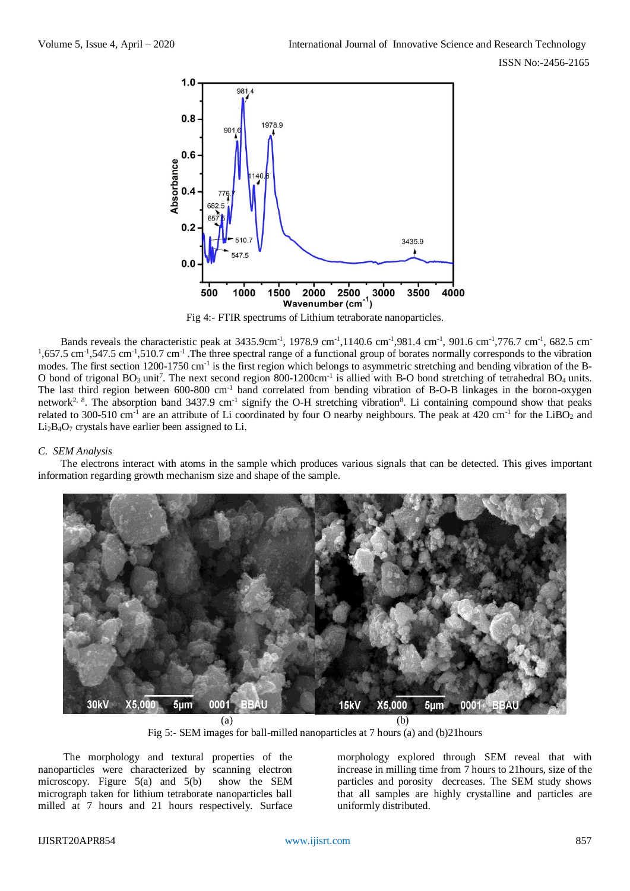Fig 4:- FTIR spectrums of Lithium tetraborate nanoparticles.

Bands reveals the characteristic peak at 3435.9cm$^{-1}$, 1978.9 cm$^{-1}$,1140.6 cm$^{-1}$,981.4 cm$^{-1}$, 901.6 cm$^{-1}$,776.7 cm$^{-1}$, 682.5 cm$^{-1}$,657.5 cm$^{-1}$,547.5 cm$^{-1}$,510.7 cm$^{-1}$ .The three spectral range of a functional group of borates normally corresponds to the vibration modes. The first section 1200-1750 cm$^{-1}$ is the first region which belongs to asymmetric stretching and bending vibration of the B-O bond of trigonal $BO_3$ unit[7]. The next second region 800-1200cm$^{-1}$ is allied with B-O bond stretching of tetrahedral $BO_4$ units. The last third region between 600-800 cm$^{-1}$ band correlated from bending vibration of B-O-B linkages in the boron-oxygen network[2, 8]. The absorption band 3437.9 cm$^{-1}$ signify the O-H stretching vibration[8]. Li containing compound show that peaks related to 300-510 cm$^{-1}$ are an attribute of Li coordinated by four O nearby neighbours. The peak at 420 cm$^{-1}$ for the $LiBO_2$ and $Li_2B_4O_7$ crystals have earlier been assigned to Li.

### *C. SEM Analysis*

The electrons interact with atoms in the sample which produces various signals that can be detected. This gives important information regarding growth mechanism size and shape of the sample.

(a) (b)

Fig 5:- SEM images for ball-milled nanoparticles at 7 hours (a) and (b)21hours

The morphology and textural properties of the nanoparticles were characterized by scanning electron microscopy. Figure 5(a) and 5(b) show the SEM micrograph taken for lithium tetraborate nanoparticles ball milled at 7 hours and 21 hours respectively. Surface morphology explored through SEM reveal that with increase in milling time from 7 hours to 21hours, size of the particles and porosity decreases. The SEM study shows that all samples are highly crystalline and particles are uniformly distributed.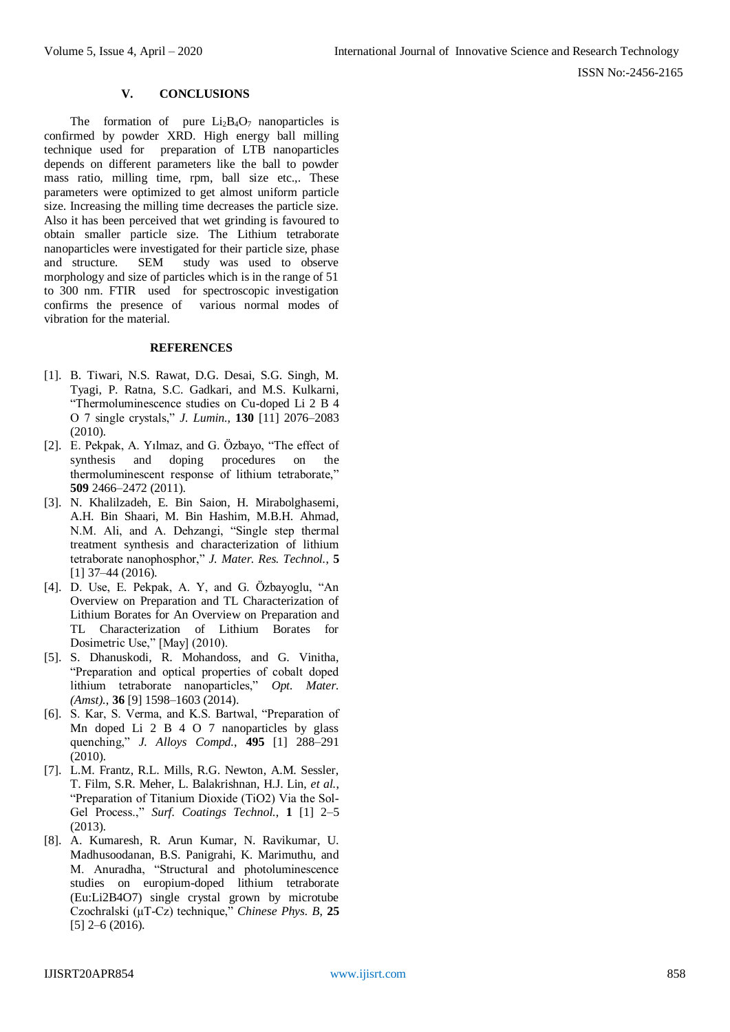## V. CONCLUSIONS

The formation of pure $Li_2B_4O_7$ nanoparticles is confirmed by powder XRD. High energy ball milling technique used for preparation of LTB nanoparticles depends on different parameters like the ball to powder mass ratio, milling time, rpm, ball size etc.,. These parameters were optimized to get almost uniform particle size. Increasing the milling time decreases the particle size. Also it has been perceived that wet grinding is favoured to obtain smaller particle size. The Lithium tetraborate nanoparticles were investigated for their particle size, phase and structure. SEM study was used to observe morphology and size of particles which is in the range of 51 to 300 nm. FTIR used for spectroscopic investigation confirms the presence of various normal modes of vibration for the material.

## REFERENCES

- [1]. B. Tiwari, N.S. Rawat, D.G. Desai, S.G. Singh, M. Tyagi, P. Ratna, S.C. Gadkari, and M.S. Kulkarni, "Thermoluminescence studies on Cu-doped Li 2 B 4 O 7 single crystals," *J. Lumin.*, **130** [11] 2076–2083 (2010).
- [2]. E. Pekpak, A. Yılmaz, and G. Özbayo, "The effect of synthesis and doping procedures on the thermoluminescent response of lithium tetraborate," **509** 2466–2472 (2011).
- [3]. N. Khalilzadeh, E. Bin Saion, H. Mirabolghasemi, A.H. Bin Shaari, M. Bin Hashim, M.B.H. Ahmad, N.M. Ali, and A. Dehzangi, "Single step thermal treatment synthesis and characterization of lithium tetraborate nanophosphor," *J. Mater. Res. Technol.*, **5** [1] 37–44 (2016).
- [4]. D. Use, E. Pekpak, A. Y, and G. Özbayoglu, "An Overview on Preparation and TL Characterization of Lithium Borates for An Overview on Preparation and TL Characterization of Lithium Borates for Dosimetric Use," [May] (2010).
- [5]. S. Dhanuskodi, R. Mohandoss, and G. Vinitha, "Preparation and optical properties of cobalt doped lithium tetraborate nanoparticles," *Opt. Mater. (Amst).*, **36** [9] 1598–1603 (2014).
- [6]. S. Kar, S. Verma, and K.S. Bartwal, "Preparation of Mn doped Li 2 B 4 O 7 nanoparticles by glass quenching," *J. Alloys Compd.*, **495** [1] 288–291 (2010).
- [7]. L.M. Frantz, R.L. Mills, R.G. Newton, A.M. Sessler, T. Film, S.R. Meher, L. Balakrishnan, H.J. Lin, *et al.*, "Preparation of Titanium Dioxide (TiO2) Via the Sol-Gel Process.," *Surf. Coatings Technol.*, **1** [1] 2–5 (2013).
- [8]. A. Kumaresh, R. Arun Kumar, N. Ravikumar, U. Madhusoodanan, B.S. Panigrahi, K. Marimuthu, and M. Anuradha, "Structural and photoluminescence studies on europium-doped lithium tetraborate (Eu:Li2B4O7) single crystal grown by microtube Czochralski (μT-Cz) technique," *Chinese Phys. B*, **25** [5] 2–6 (2016).